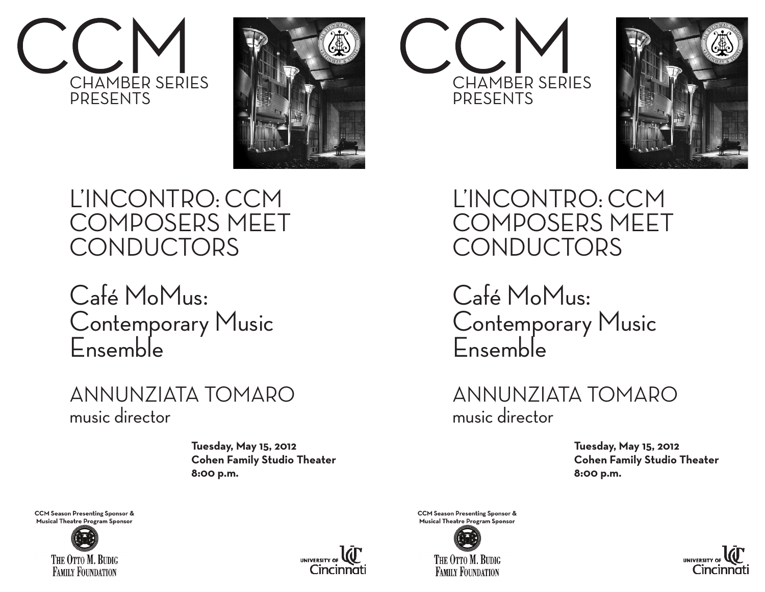# CCM

CHAMBER SERIES
PRESENTS

## L'INCONTRO: CCM COMPOSERS MEET CONDUCTORS

## Café MoMus: Contemporary Music Ensemble

ANNUNZIATA TOMARO
music director

**Tuesday, May 15, 2012**
**Cohen Family Studio Theater**
**8:00 p.m.**

**CCM Season Presenting Sponsor & Musical Theatre Program Sponsor**

THE OTTO M. BUDIG FAMILY FOUNDATION

UNIVERSITY OF Cincinnati

# CCM

CHAMBER SERIES
PRESENTS

## L'INCONTRO: CCM COMPOSERS MEET CONDUCTORS

## Café MoMus: Contemporary Music Ensemble

ANNUNZIATA TOMARO
music director

**Tuesday, May 15, 2012**
**Cohen Family Studio Theater**
**8:00 p.m.**

**CCM Season Presenting Sponsor & Musical Theatre Program Sponsor**

THE OTTO M. BUDIG FAMILY FOUNDATION

UNIVERSITY OF Cincinnati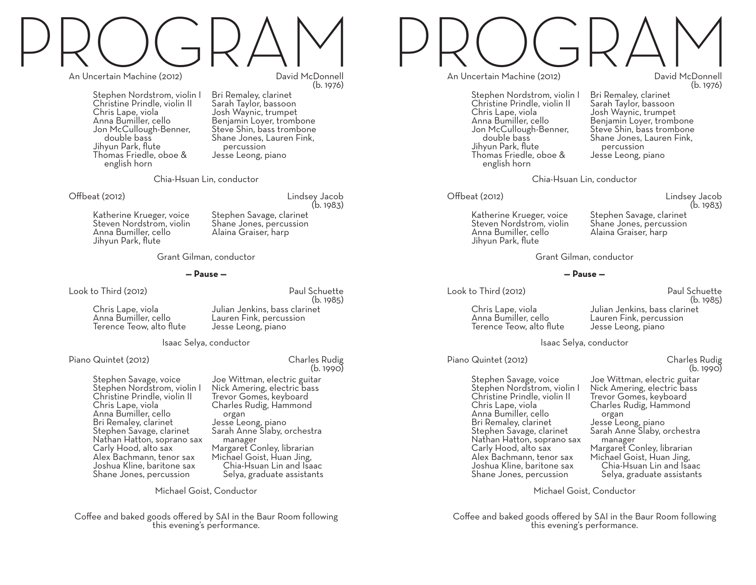# PROGRAM

An Uncertain Machine (2012) — David McDonnell (b. 1976)

Stephen Nordstrom, violin I
Christine Prindle, violin II
Chris Lape, viola
Anna Bumiller, cello
Jon McCullough-Benner, double bass
Jihyun Park, flute
Thomas Friedle, oboe & english horn
Bri Remaley, clarinet
Sarah Taylor, bassoon
Josh Waynic, trumpet
Benjamin Loyer, trombone
Steve Shin, bass trombone
Shane Jones, Lauren Fink, percussion
Jesse Leong, piano

Chia-Hsuan Lin, conductor

Offbeat (2012) — Lindsey Jacob (b. 1983)

Katherine Krueger, voice
Steven Nordstrom, violin
Anna Bumiller, cello
Jihyun Park, flute
Stephen Savage, clarinet
Shane Jones, percussion
Alaina Graiser, harp

Grant Gilman, conductor

**— Pause —**

Look to Third (2012) — Paul Schuette (b. 1985)

Chris Lape, viola
Anna Bumiller, cello
Terence Teow, alto flute
Julian Jenkins, bass clarinet
Lauren Fink, percussion
Jesse Leong, piano

Isaac Selya, conductor

Piano Quintet (2012) — Charles Rudig (b. 1990)

Stephen Savage, voice
Stephen Nordstrom, violin I
Christine Prindle, violin II
Chris Lape, viola
Anna Bumiller, cello
Bri Remaley, clarinet
Stephen Savage, clarinet
Nathan Hatton, soprano sax
Carly Hood, alto sax
Alex Bachmann, tenor sax
Joshua Kline, baritone sax
Shane Jones, percussion
Joe Wittman, electric guitar
Nick Amering, electric bass
Trevor Gomes, keyboard
Charles Rudig, Hammond organ
Jesse Leong, piano
Sarah Anne Slaby, orchestra manager
Margaret Conley, librarian
Michael Goist, Huan Jing, Chia-Hsuan Lin and Isaac Selya, graduate assistants

Michael Goist, Conductor

Coffee and baked goods offered by SAI in the Baur Room following this evening's performance.

# PROGRAM

An Uncertain Machine (2012) — David McDonnell (b. 1976)

Stephen Nordstrom, violin I
Christine Prindle, violin II
Chris Lape, viola
Anna Bumiller, cello
Jon McCullough-Benner, double bass
Jihyun Park, flute
Thomas Friedle, oboe & english horn
Bri Remaley, clarinet
Sarah Taylor, bassoon
Josh Waynic, trumpet
Benjamin Loyer, trombone
Steve Shin, bass trombone
Shane Jones, Lauren Fink, percussion
Jesse Leong, piano

Chia-Hsuan Lin, conductor

Offbeat (2012) — Lindsey Jacob (b. 1983)

Katherine Krueger, voice
Steven Nordstrom, violin
Anna Bumiller, cello
Jihyun Park, flute
Stephen Savage, clarinet
Shane Jones, percussion
Alaina Graiser, harp

Grant Gilman, conductor

**— Pause —**

Look to Third (2012) — Paul Schuette (b. 1985)

Chris Lape, viola
Anna Bumiller, cello
Terence Teow, alto flute
Julian Jenkins, bass clarinet
Lauren Fink, percussion
Jesse Leong, piano

Isaac Selya, conductor

Piano Quintet (2012) — Charles Rudig (b. 1990)

Stephen Savage, voice
Stephen Nordstrom, violin I
Christine Prindle, violin II
Chris Lape, viola
Anna Bumiller, cello
Bri Remaley, clarinet
Stephen Savage, clarinet
Nathan Hatton, soprano sax
Carly Hood, alto sax
Alex Bachmann, tenor sax
Joshua Kline, baritone sax
Shane Jones, percussion
Joe Wittman, electric guitar
Nick Amering, electric bass
Trevor Gomes, keyboard
Charles Rudig, Hammond organ
Jesse Leong, piano
Sarah Anne Slaby, orchestra manager
Margaret Conley, librarian
Michael Goist, Huan Jing, Chia-Hsuan Lin and Isaac Selya, graduate assistants

Michael Goist, Conductor

Coffee and baked goods offered by SAI in the Baur Room following this evening's performance.